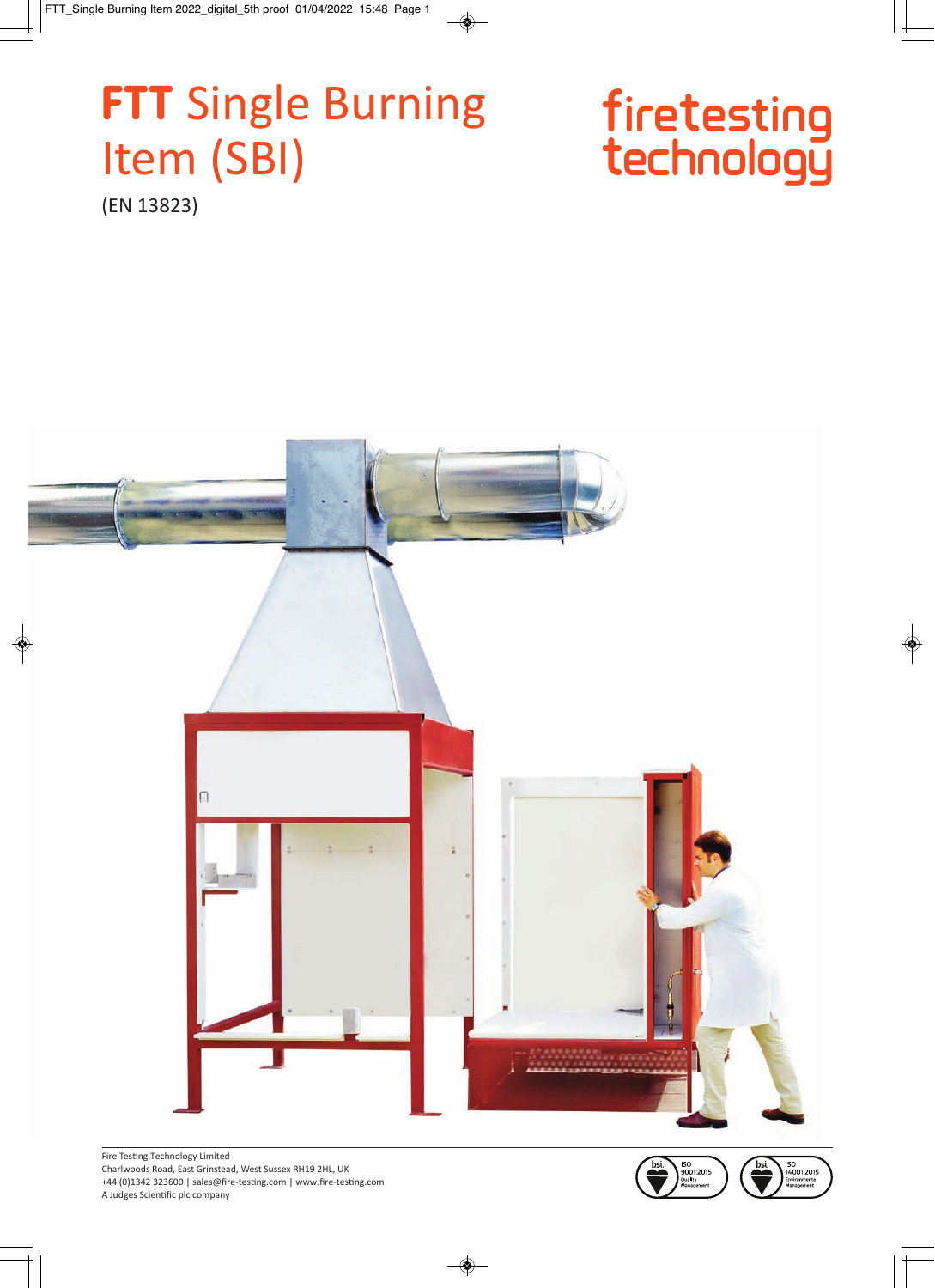# FTT Single Burning Item (SBI)

(EN 13823)

firetesting technology

Fire Testing Technology Limited
Charlwoods Road, East Grinstead, West Sussex RH19 2HL, UK
+44 (0)1342 323600 | sales@fire-testing.com | www.fire-testing.com
A Judges Scientific plc company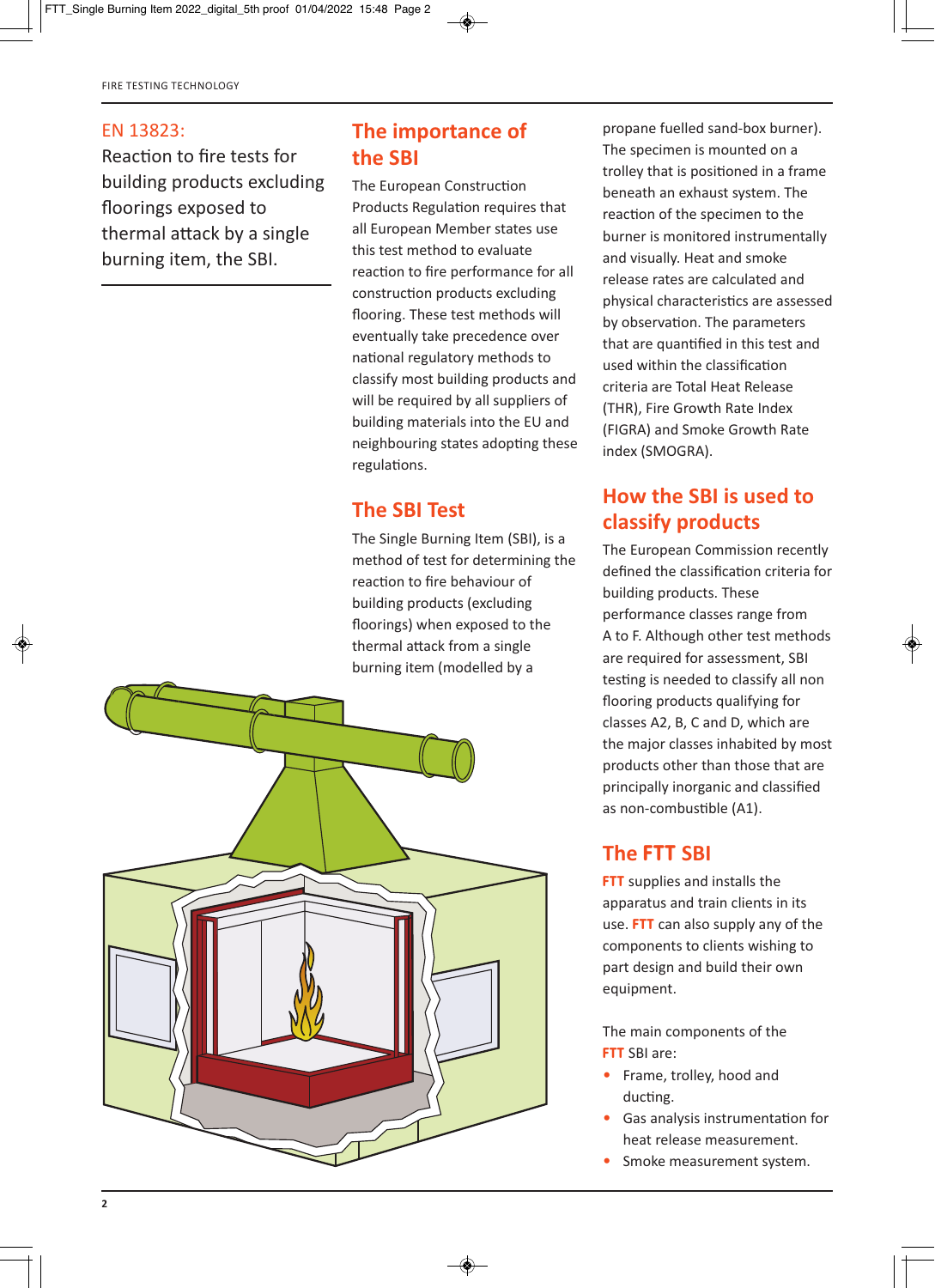## EN 13823:

Reaction to fire tests for building products excluding floorings exposed to thermal attack by a single burning item, the SBI.

## The importance of the SBI

The European Construction Products Regulation requires that all European Member states use this test method to evaluate reaction to fire performance for all construction products excluding flooring. These test methods will eventually take precedence over national regulatory methods to classify most building products and will be required by all suppliers of building materials into the EU and neighbouring states adopting these regulations.

## The SBI Test

The Single Burning Item (SBI), is a method of test for determining the reaction to fire behaviour of building products (excluding floorings) when exposed to the thermal attack from a single burning item (modelled by a propane fuelled sand-box burner). The specimen is mounted on a trolley that is positioned in a frame beneath an exhaust system. The reaction of the specimen to the burner is monitored instrumentally and visually. Heat and smoke release rates are calculated and physical characteristics are assessed by observation. The parameters that are quantified in this test and used within the classification criteria are Total Heat Release (THR), Fire Growth Rate Index (FIGRA) and Smoke Growth Rate index (SMOGRA).

## How the SBI is used to classify products

The European Commission recently defined the classification criteria for building products. These performance classes range from A to F. Although other test methods are required for assessment, SBI testing is needed to classify all non flooring products qualifying for classes A2, B, C and D, which are the major classes inhabited by most products other than those that are principally inorganic and classified as non-combustible (A1).

## The FTT SBI

**FTT** supplies and installs the apparatus and train clients in its use. **FTT** can also supply any of the components to clients wishing to part design and build their own equipment.

The main components of the **FTT** SBI are:

- Frame, trolley, hood and ducting.
- Gas analysis instrumentation for heat release measurement.
- Smoke measurement system.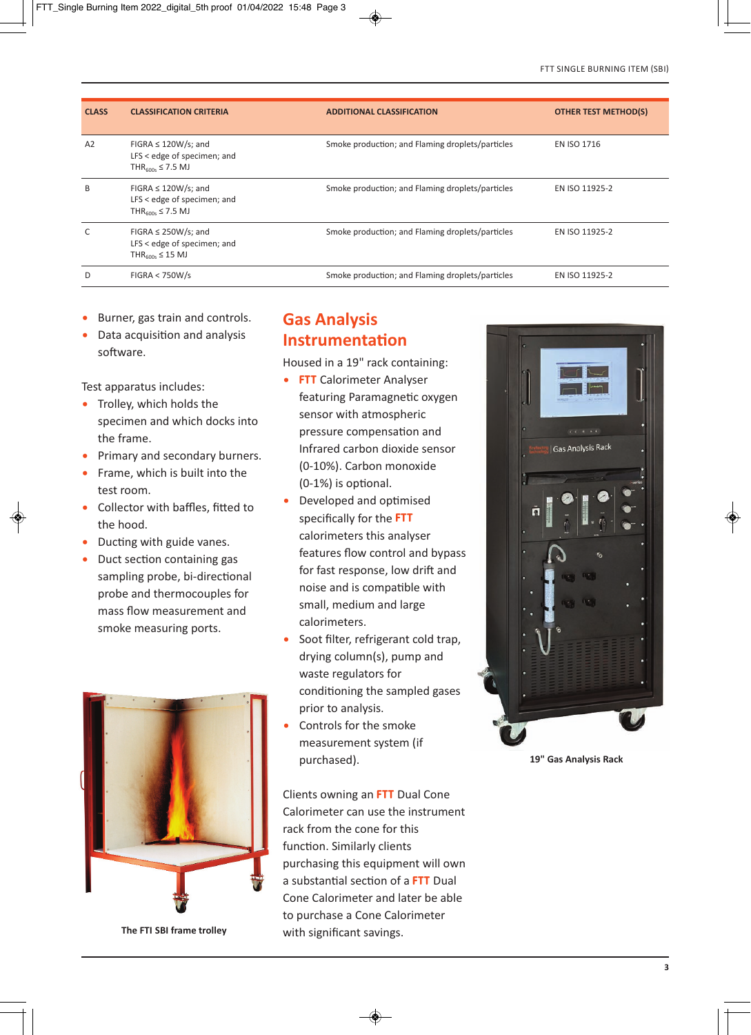| CLASS | CLASSIFICATION CRITERIA | ADDITIONAL CLASSIFICATION | OTHER TEST METHOD(S) |
|---|---|---|---|
| A2 | FIGRA ≤ 120W/s; and LFS < edge of specimen; and $THR_{600s}$ ≤ 7.5 MJ | Smoke production; and Flaming droplets/particles | EN ISO 1716 |
| B | FIGRA ≤ 120W/s; and LFS < edge of specimen; and $THR_{600s}$ ≤ 7.5 MJ | Smoke production; and Flaming droplets/particles | EN ISO 11925-2 |
| C | FIGRA ≤ 250W/s; and LFS < edge of specimen; and $THR_{600s}$ ≤ 15 MJ | Smoke production; and Flaming droplets/particles | EN ISO 11925-2 |
| D | FIGRA < 750W/s | Smoke production; and Flaming droplets/particles | EN ISO 11925-2 |

- Burner, gas train and controls.
- Data acquisition and analysis software.

Test apparatus includes:

- Trolley, which holds the specimen and which docks into the frame.
- Primary and secondary burners.
- Frame, which is built into the test room.
- Collector with baffles, fitted to the hood.
- Ducting with guide vanes.
- Duct section containing gas sampling probe, bi-directional probe and thermocouples for mass flow measurement and smoke measuring ports.

The FTI SBI frame trolley

## Gas Analysis Instrumentation

Housed in a 19" rack containing:

- **FTT** Calorimeter Analyser featuring Paramagnetic oxygen sensor with atmospheric pressure compensation and Infrared carbon dioxide sensor (0-10%). Carbon monoxide (0-1%) is optional.
- Developed and optimised specifically for the **FTT** calorimeters this analyser features flow control and bypass for fast response, low drift and noise and is compatible with small, medium and large calorimeters.
- Soot filter, refrigerant cold trap, drying column(s), pump and waste regulators for conditioning the sampled gases prior to analysis.
- Controls for the smoke measurement system (if purchased).

Clients owning an **FTT** Dual Cone Calorimeter can use the instrument rack from the cone for this function. Similarly clients purchasing this equipment will own a substantial section of a **FTT** Dual Cone Calorimeter and later be able to purchase a Cone Calorimeter with significant savings.

19" Gas Analysis Rack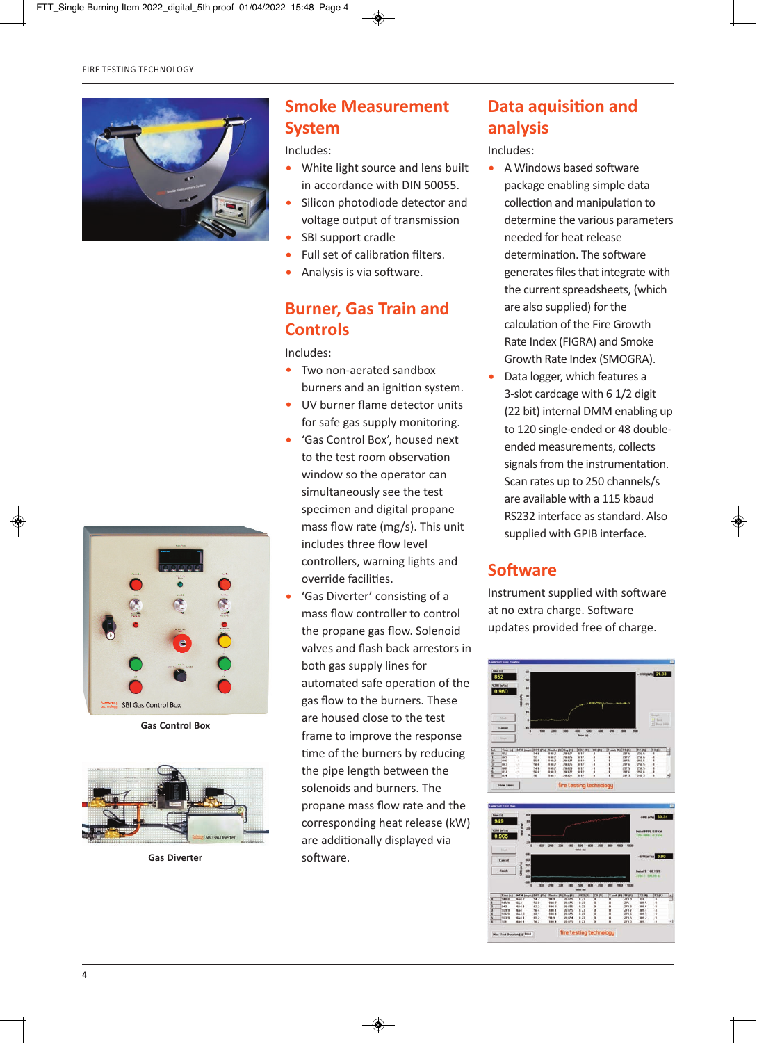## Smoke Measurement System

Includes:

- White light source and lens built in accordance with DIN 50055.
- Silicon photodiode detector and voltage output of transmission
- SBI support cradle
- Full set of calibration filters.
- Analysis is via software.

## Burner, Gas Train and Controls

Includes:

- Two non-aerated sandbox burners and an ignition system.
- UV burner flame detector units for safe gas supply monitoring.
- 'Gas Control Box', housed next to the test room observation window so the operator can simultaneously see the test specimen and digital propane mass flow rate (mg/s). This unit includes three flow level controllers, warning lights and override facilities.
- 'Gas Diverter' consisting of a mass flow controller to control the propane gas flow. Solenoid valves and flash back arrestors in both gas supply lines for automated safe operation of the gas flow to the burners. These are housed close to the test frame to improve the response time of the burners by reducing the pipe length between the solenoids and burners. The propane mass flow rate and the corresponding heat release (kW) are additionally displayed via software.

Gas Control Box

Gas Diverter

## Data aquisition and analysis

Includes:

- A Windows based software package enabling simple data collection and manipulation to determine the various parameters needed for heat release determination. The software generates files that integrate with the current spreadsheets, (which are also supplied) for the calculation of the Fire Growth Rate Index (FIGRA) and Smoke Growth Rate Index (SMOGRA).
- Data logger, which features a 3-slot cardcage with 6 1/2 digit (22 bit) internal DMM enabling up to 120 single-ended or 48 double-ended measurements, collects signals from the instrumentation. Scan rates up to 250 channels/s are available with a 115 kbaud RS232 interface as standard. Also supplied with GPIB interface.

## Software

Instrument supplied with software at no extra charge. Software updates provided free of charge.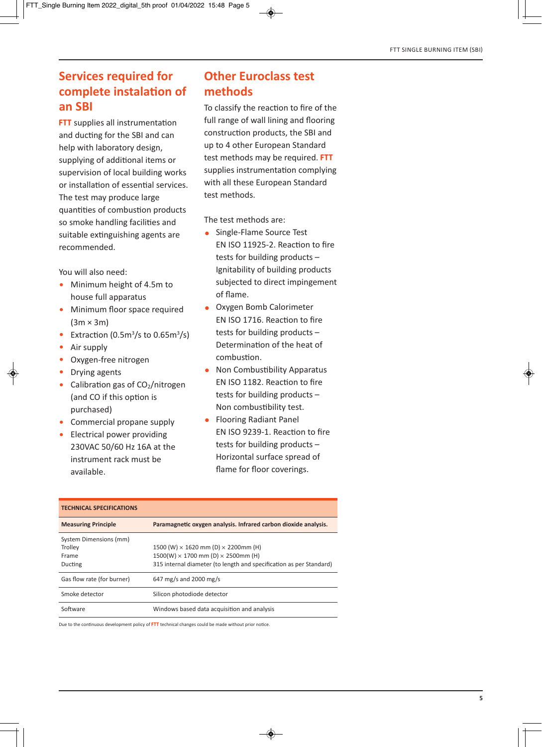## Services required for complete instalation of an SBI

**FTT** supplies all instrumentation and ducting for the SBI and can help with laboratory design, supplying of additional items or supervision of local building works or installation of essential services. The test may produce large quantities of combustion products so smoke handling facilities and suitable extinguishing agents are recommended.

You will also need:

- Minimum height of 4.5m to house full apparatus
- Minimum floor space required (3m × 3m)
- Extraction (0.5m³/s to 0.65m³/s)
- Air supply
- Oxygen-free nitrogen
- Drying agents
- Calibration gas of $CO_2$/nitrogen (and CO if this option is purchased)
- Commercial propane supply
- Electrical power providing 230VAC 50/60 Hz 16A at the instrument rack must be available.

## Other Euroclass test methods

To classify the reaction to fire of the full range of wall lining and flooring construction products, the SBI and up to 4 other European Standard test methods may be required. **FTT** supplies instrumentation complying with all these European Standard test methods.

The test methods are:

- Single-Flame Source Test
  EN ISO 11925-2. Reaction to fire tests for building products – Ignitability of building products subjected to direct impingement of flame.
- Oxygen Bomb Calorimeter
  EN ISO 1716. Reaction to fire tests for building products – Determination of the heat of combustion.
- Non Combustibility Apparatus
  EN ISO 1182. Reaction to fire tests for building products – Non combustibility test.
- Flooring Radiant Panel
  EN ISO 9239-1. Reaction to fire tests for building products – Horizontal surface spread of flame for floor coverings.

| TECHNICAL SPECIFICATIONS | |
|---|---|
| **Measuring Principle** | **Paramagnetic oxygen analysis. Infrared carbon dioxide analysis.** |
| System Dimensions (mm)<br>Trolley<br>Frame<br>Ducting | <br>1500 (W) × 1620 mm (D) × 2200mm (H)<br>1500(W) × 1700 mm (D) × 2500mm (H)<br>315 internal diameter (to length and specification as per Standard) |
| Gas flow rate (for burner) | 647 mg/s and 2000 mg/s |
| Smoke detector | Silicon photodiode detector |
| Software | Windows based data acquisition and analysis |

Due to the continuous development policy of **FTT** technical changes could be made without prior notice.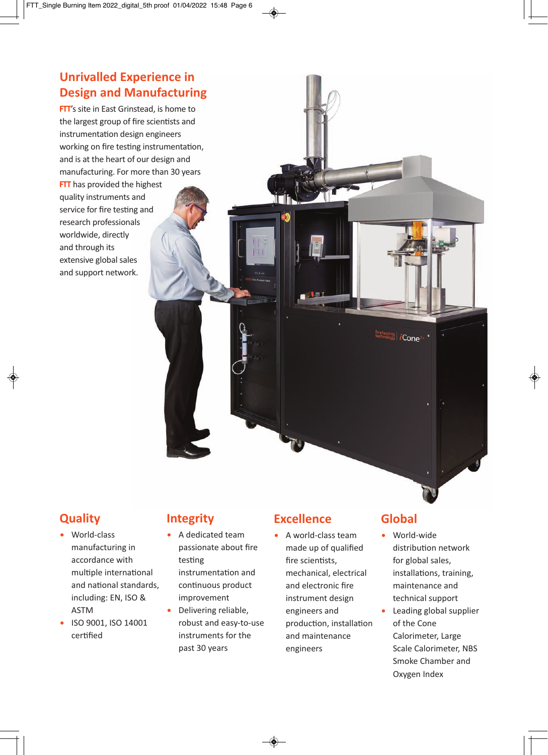## Unrivalled Experience in Design and Manufacturing

FTT's site in East Grinstead, is home to the largest group of fire scientists and instrumentation design engineers working on fire testing instrumentation, and is at the heart of our design and manufacturing. For more than 30 years FTT has provided the highest quality instruments and service for fire testing and research professionals worldwide, directly and through its extensive global sales and support network.

### Quality

- World-class manufacturing in accordance with multiple international and national standards, including: EN, ISO & ASTM
- ISO 9001, ISO 14001 certified

### Integrity

- A dedicated team passionate about fire testing instrumentation and continuous product improvement
- Delivering reliable, robust and easy-to-use instruments for the past 30 years

### Excellence

- A world-class team made up of qualified fire scientists, mechanical, electrical and electronic fire instrument design engineers and production, installation and maintenance engineers

### Global

- World-wide distribution network for global sales, installations, training, maintenance and technical support
- Leading global supplier of the Cone Calorimeter, Large Scale Calorimeter, NBS Smoke Chamber and Oxygen Index